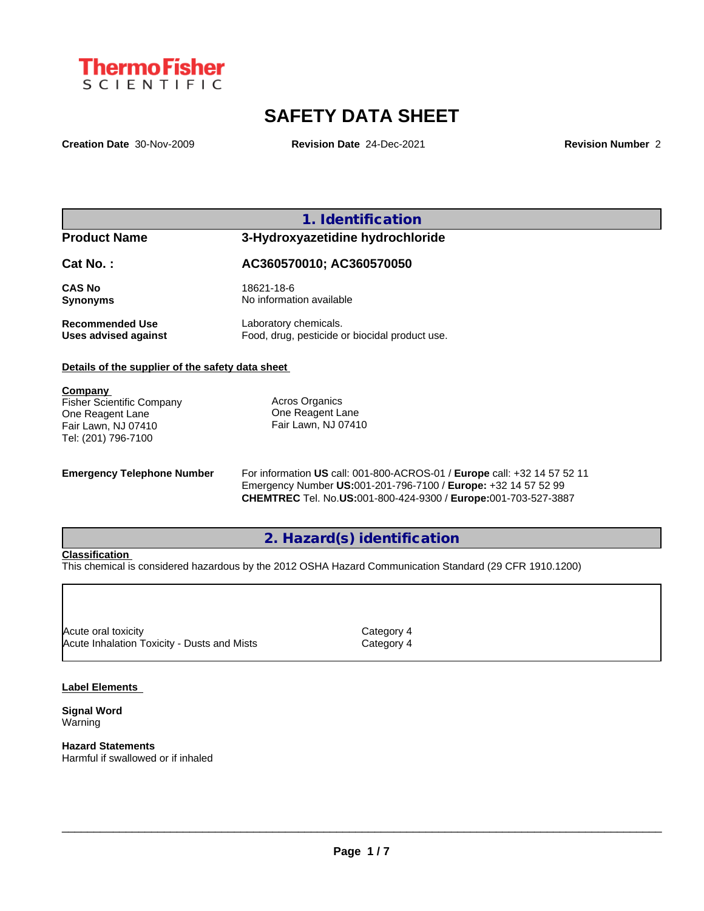Thermo Fisher SCIENTIFIC

# SAFETY DATA SHEET

**Creation Date** 30-Nov-2009 **Revision Date** 24-Dec-2021 **Revision Number** 2

## 1. Identification

| | |
|---|---|
| **Product Name** | **3-Hydroxyazetidine hydrochloride** |
| **Cat No. :** | **AC360570010; AC360570050** |
| **CAS No** | 18621-18-6 |
| **Synonyms** | No information available |
| **Recommended Use** | Laboratory chemicals. |
| **Uses advised against** | Food, drug, pesticide or biocidal product use. |

**Details of the supplier of the safety data sheet**

**Company**
Fisher Scientific Company
One Reagent Lane
Fair Lawn, NJ 07410
Tel: (201) 796-7100

Acros Organics
One Reagent Lane
Fair Lawn, NJ 07410

**Emergency Telephone Number**
For information **US** call: 001-800-ACROS-01 / **Europe** call: +32 14 57 52 11
Emergency Number **US:**001-201-796-7100 / **Europe:** +32 14 57 52 99
**CHEMTREC** Tel. No.**US:**001-800-424-9300 / **Europe:**001-703-527-3887

## 2. Hazard(s) identification

**Classification**
This chemical is considered hazardous by the 2012 OSHA Hazard Communication Standard (29 CFR 1910.1200)

| | |
|---|---|
| Acute oral toxicity | Category 4 |
| Acute Inhalation Toxicity - Dusts and Mists | Category 4 |

**Label Elements**

**Signal Word**
Warning

**Hazard Statements**
Harmful if swallowed or if inhaled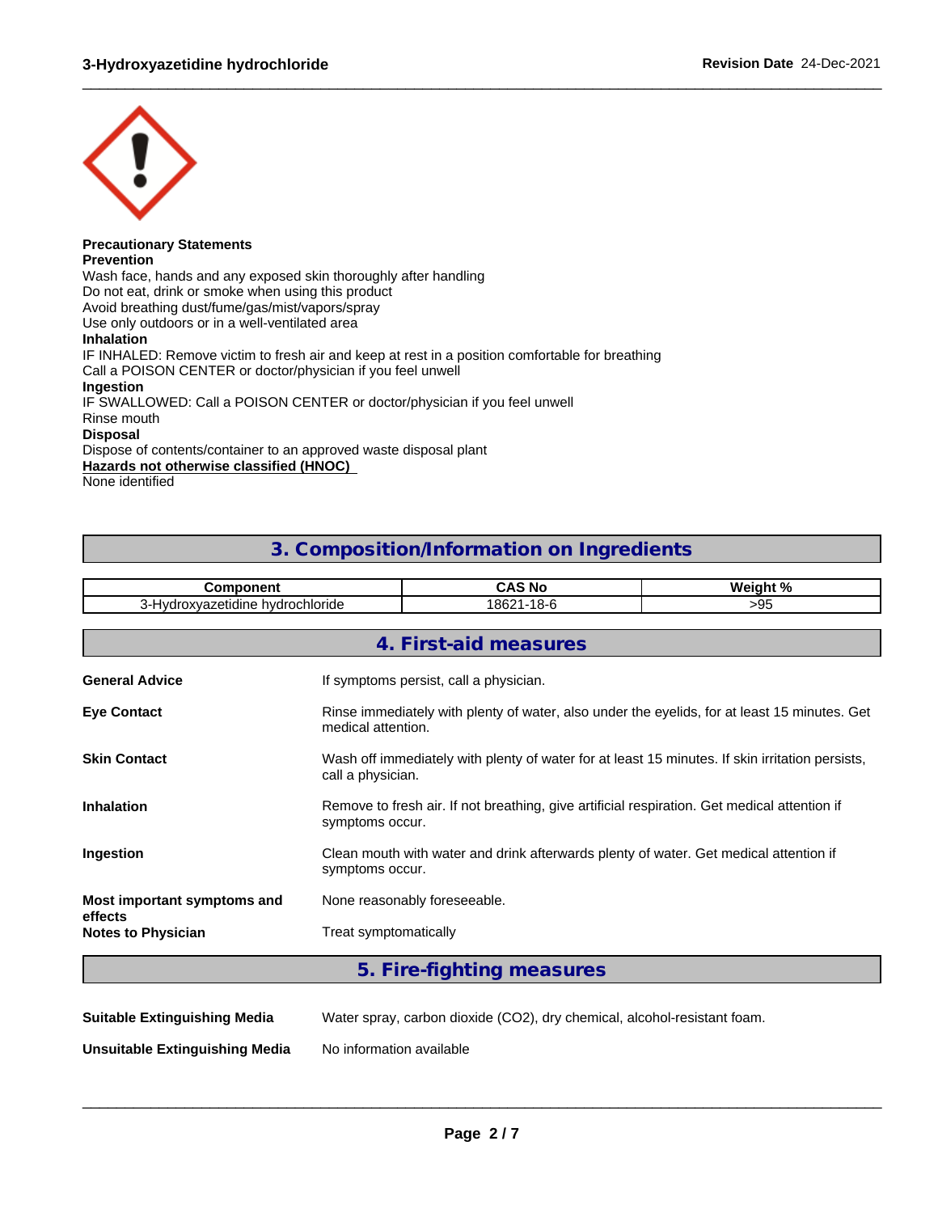**Precautionary Statements**
**Prevention**
Wash face, hands and any exposed skin thoroughly after handling
Do not eat, drink or smoke when using this product
Avoid breathing dust/fume/gas/mist/vapors/spray
Use only outdoors or in a well-ventilated area
**Inhalation**
IF INHALED: Remove victim to fresh air and keep at rest in a position comfortable for breathing
Call a POISON CENTER or doctor/physician if you feel unwell
**Ingestion**
IF SWALLOWED: Call a POISON CENTER or doctor/physician if you feel unwell
Rinse mouth
**Disposal**
Dispose of contents/container to an approved waste disposal plant
**Hazards not otherwise classified (HNOC)**
None identified

## 3. Composition/Information on Ingredients

| Component | CAS No | Weight % |
|---|---|---|
| 3-Hydroxyazetidine hydrochloride | 18621-18-6 | >95 |

## 4. First-aid measures

**General Advice** If symptoms persist, call a physician.

**Eye Contact** Rinse immediately with plenty of water, also under the eyelids, for at least 15 minutes. Get medical attention.

**Skin Contact** Wash off immediately with plenty of water for at least 15 minutes. If skin irritation persists, call a physician.

**Inhalation** Remove to fresh air. If not breathing, give artificial respiration. Get medical attention if symptoms occur.

**Ingestion** Clean mouth with water and drink afterwards plenty of water. Get medical attention if symptoms occur.

**Most important symptoms and effects** None reasonably foreseeable.

**Notes to Physician** Treat symptomatically

## 5. Fire-fighting measures

**Suitable Extinguishing Media** Water spray, carbon dioxide ($CO_2$), dry chemical, alcohol-resistant foam.

**Unsuitable Extinguishing Media** No information available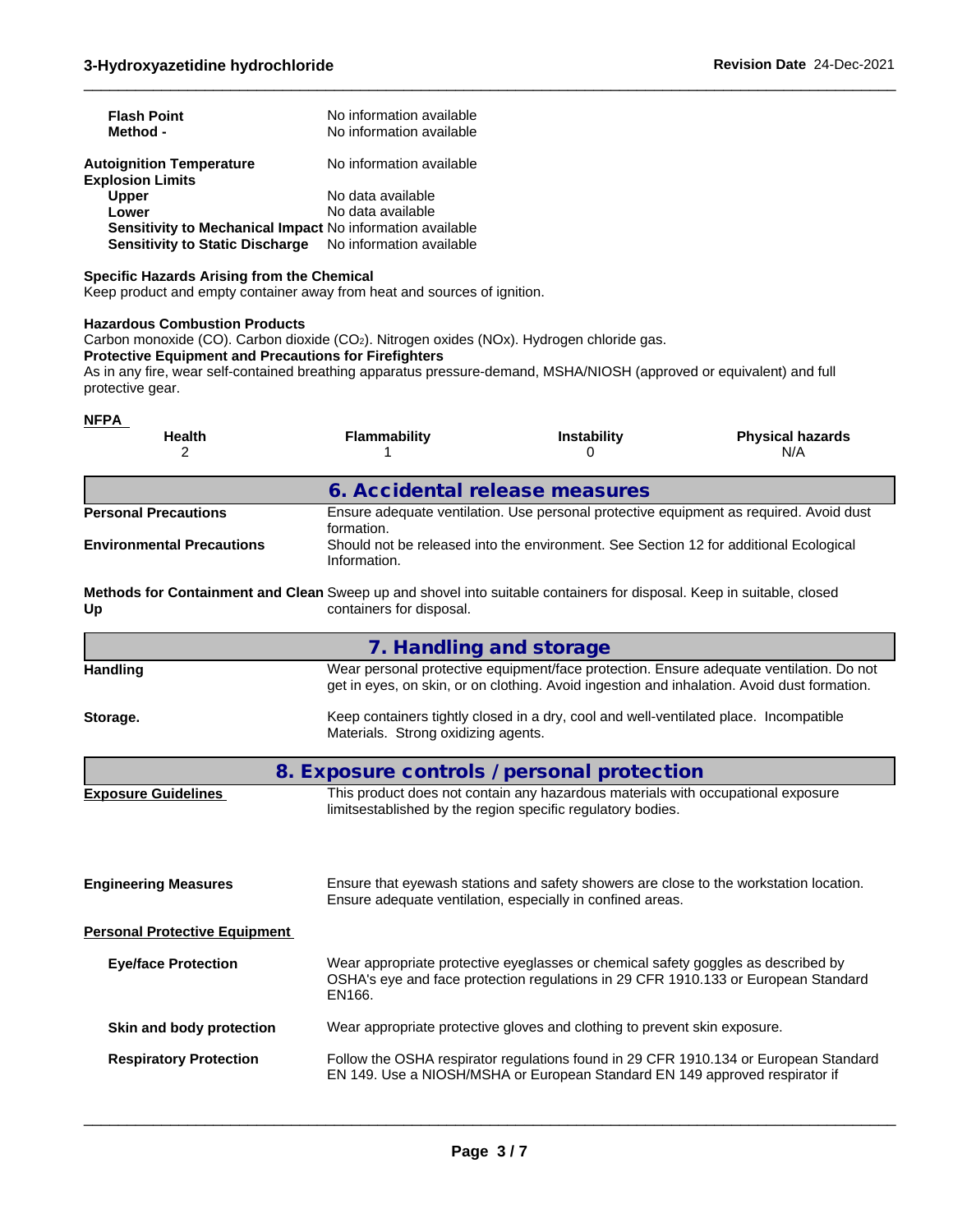**Flash Point** No information available
**Method -** No information available

**Autoignition Temperature** No information available
**Explosion Limits**
**Upper** No data available
**Lower** No data available
**Sensitivity to Mechanical Impact** No information available
**Sensitivity to Static Discharge** No information available

**Specific Hazards Arising from the Chemical**
Keep product and empty container away from heat and sources of ignition.

**Hazardous Combustion Products**
Carbon monoxide (CO). Carbon dioxide ($CO_2$). Nitrogen oxides (NOx). Hydrogen chloride gas.
**Protective Equipment and Precautions for Firefighters**
As in any fire, wear self-contained breathing apparatus pressure-demand, MSHA/NIOSH (approved or equivalent) and full protective gear.

**NFPA**

| Health | Flammability | Instability | Physical hazards |
|---|---|---|---|
| 2 | 1 | 0 | N/A |

## 6. Accidental release measures

**Personal Precautions** Ensure adequate ventilation. Use personal protective equipment as required. Avoid dust formation.

**Environmental Precautions** Should not be released into the environment. See Section 12 for additional Ecological Information.

**Methods for Containment and Clean Up** Sweep up and shovel into suitable containers for disposal. Keep in suitable, closed containers for disposal.

## 7. Handling and storage

**Handling** Wear personal protective equipment/face protection. Ensure adequate ventilation. Do not get in eyes, on skin, or on clothing. Avoid ingestion and inhalation. Avoid dust formation.

**Storage.** Keep containers tightly closed in a dry, cool and well-ventilated place. Incompatible Materials. Strong oxidizing agents.

## 8. Exposure controls / personal protection

**Exposure Guidelines** This product does not contain any hazardous materials with occupational exposure limitsestablished by the region specific regulatory bodies.

**Engineering Measures** Ensure that eyewash stations and safety showers are close to the workstation location. Ensure adequate ventilation, especially in confined areas.

**Personal Protective Equipment**

**Eye/face Protection** Wear appropriate protective eyeglasses or chemical safety goggles as described by OSHA's eye and face protection regulations in 29 CFR 1910.133 or European Standard EN166.

**Skin and body protection** Wear appropriate protective gloves and clothing to prevent skin exposure.

**Respiratory Protection** Follow the OSHA respirator regulations found in 29 CFR 1910.134 or European Standard EN 149. Use a NIOSH/MSHA or European Standard EN 149 approved respirator if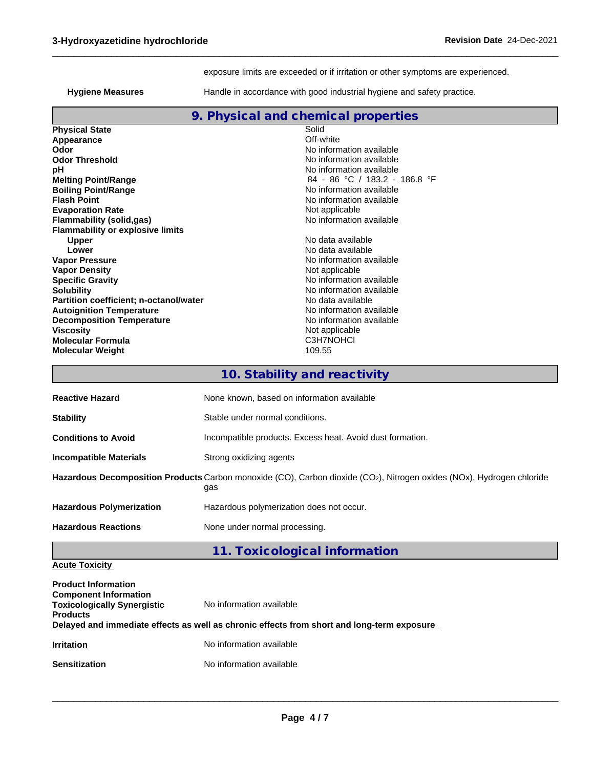exposure limits are exceeded or if irritation or other symptoms are experienced.

**Hygiene Measures** Handle in accordance with good industrial hygiene and safety practice.

## 9. Physical and chemical properties

| | |
|---|---|
| **Physical State** | Solid |
| **Appearance** | Off-white |
| **Odor** | No information available |
| **Odor Threshold** | No information available |
| **pH** | No information available |
| **Melting Point/Range** | 84 - 86 °C / 183.2 - 186.8 °F |
| **Boiling Point/Range** | No information available |
| **Flash Point** | No information available |
| **Evaporation Rate** | Not applicable |
| **Flammability (solid,gas)** | No information available |
| **Flammability or explosive limits** | |
| **Upper** | No data available |
| **Lower** | No data available |
| **Vapor Pressure** | No information available |
| **Vapor Density** | Not applicable |
| **Specific Gravity** | No information available |
| **Solubility** | No information available |
| **Partition coefficient; n-octanol/water** | No data available |
| **Autoignition Temperature** | No information available |
| **Decomposition Temperature** | No information available |
| **Viscosity** | Not applicable |
| **Molecular Formula** | C3H7NOHCl |
| **Molecular Weight** | 109.55 |

## 10. Stability and reactivity

| | |
|---|---|
| **Reactive Hazard** | None known, based on information available |
| **Stability** | Stable under normal conditions. |
| **Conditions to Avoid** | Incompatible products. Excess heat. Avoid dust formation. |
| **Incompatible Materials** | Strong oxidizing agents |
| **Hazardous Decomposition Products** | Carbon monoxide (CO), Carbon dioxide ($CO_2$), Nitrogen oxides (NOx), Hydrogen chloride gas |
| **Hazardous Polymerization** | Hazardous polymerization does not occur. |
| **Hazardous Reactions** | None under normal processing. |

## 11. Toxicological information

**Acute Toxicity**

**Product Information**
**Component Information**
**Toxicologically Synergistic Products** No information available

**Delayed and immediate effects as well as chronic effects from short and long-term exposure**

| | |
|---|---|
| **Irritation** | No information available |
| **Sensitization** | No information available |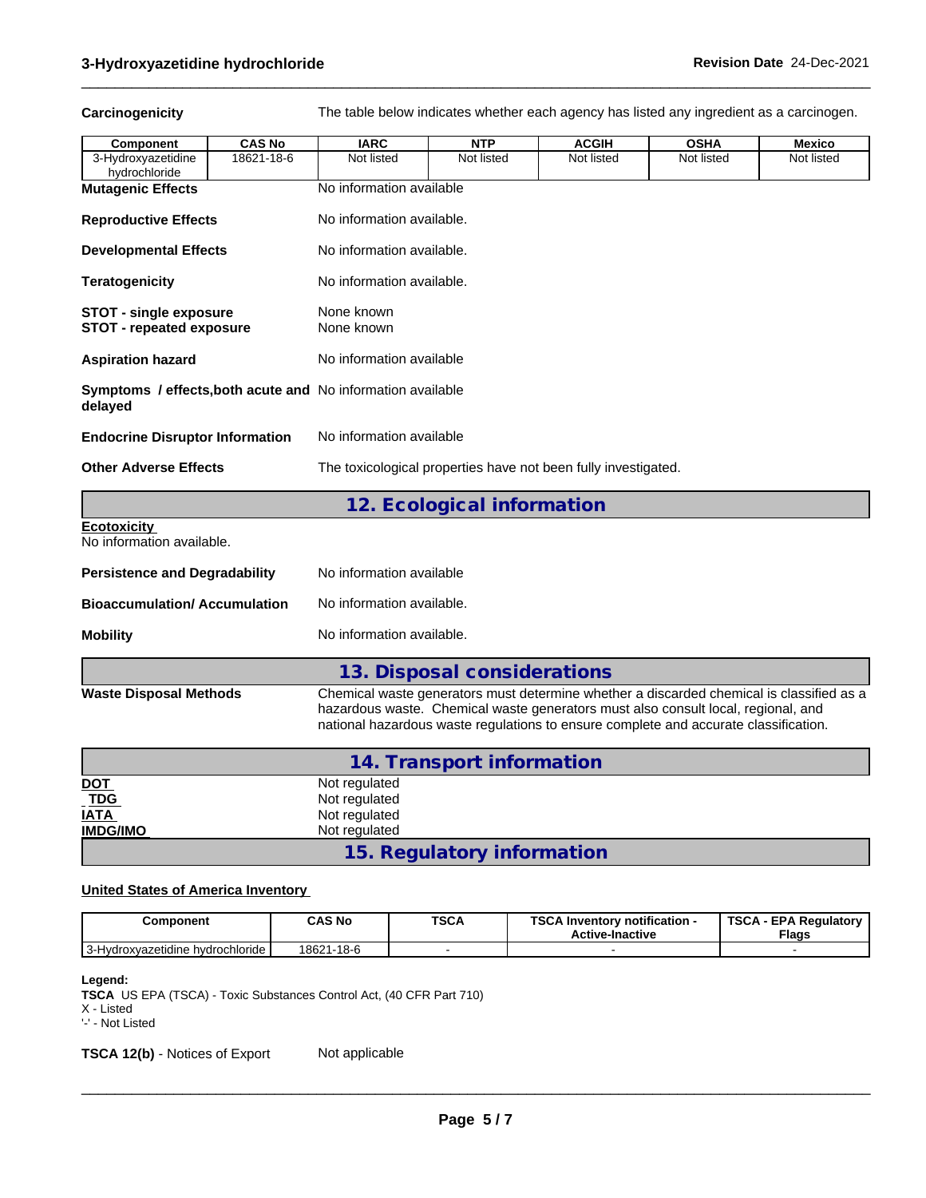**Carcinogenicity** The table below indicates whether each agency has listed any ingredient as a carcinogen.

| Component | CAS No | IARC | NTP | ACGIH | OSHA | Mexico |
|---|---|---|---|---|---|---|
| 3-Hydroxyazetidine hydrochloride | 18621-18-6 | Not listed | Not listed | Not listed | Not listed | Not listed |

**Mutagenic Effects** No information available

**Reproductive Effects** No information available.

**Developmental Effects** No information available.

**Teratogenicity** No information available.

**STOT - single exposure** None known
**STOT - repeated exposure** None known

**Aspiration hazard** No information available

**Symptoms / effects,both acute and delayed** No information available

**Endocrine Disruptor Information** No information available

**Other Adverse Effects** The toxicological properties have not been fully investigated.

## 12. Ecological information

**Ecotoxicity**
No information available.

**Persistence and Degradability** No information available

**Bioaccumulation/ Accumulation** No information available.

**Mobility** No information available.

## 13. Disposal considerations

**Waste Disposal Methods** Chemical waste generators must determine whether a discarded chemical is classified as a hazardous waste. Chemical waste generators must also consult local, regional, and national hazardous waste regulations to ensure complete and accurate classification.

## 14. Transport information

**DOT** Not regulated
**TDG** Not regulated
**IATA** Not regulated
**IMDG/IMO** Not regulated

## 15. Regulatory information

**United States of America Inventory**

| Component | CAS No | TSCA | TSCA Inventory notification - Active-Inactive | TSCA - EPA Regulatory Flags |
|---|---|---|---|---|
| 3-Hydroxyazetidine hydrochloride | 18621-18-6 | - | - | - |

**Legend:**
**TSCA** US EPA (TSCA) - Toxic Substances Control Act, (40 CFR Part 710)
X - Listed
'-' - Not Listed

**TSCA 12(b)** - Notices of Export Not applicable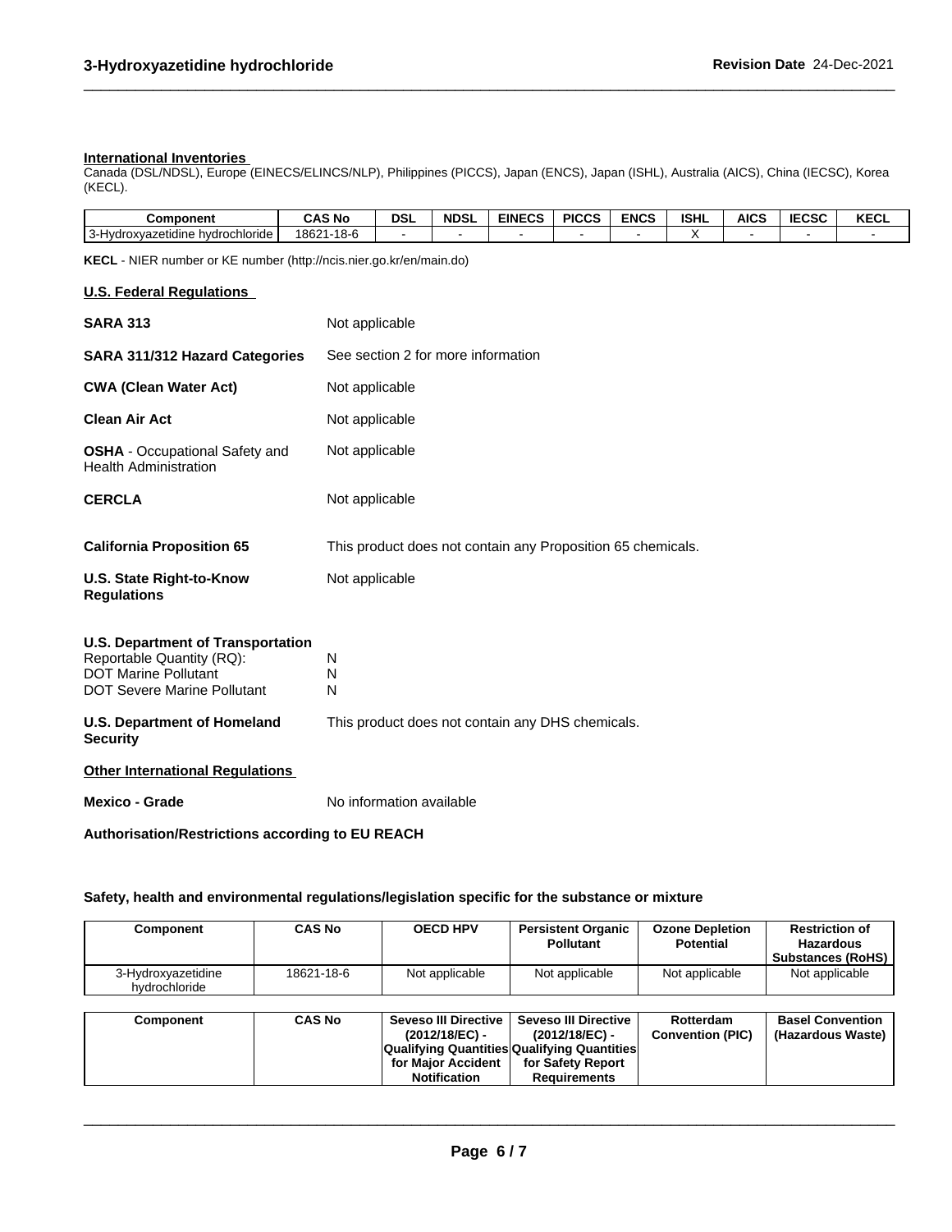**International Inventories**

Canada (DSL/NDSL), Europe (EINECS/ELINCS/NLP), Philippines (PICCS), Japan (ENCS), Japan (ISHL), Australia (AICS), China (IECSC), Korea (KECL).

| Component | CAS No | DSL | NDSL | EINECS | PICCS | ENCS | ISHL | AICS | IECSC | KECL |
|---|---|---|---|---|---|---|---|---|---|---|
| 3-Hydroxyazetidine hydrochloride | 18621-18-6 | - | - | - | - | - | X | - | - | - |

**KECL** - NIER number or KE number (http://ncis.nier.go.kr/en/main.do)

**U.S. Federal Regulations**

**SARA 313** Not applicable

**SARA 311/312 Hazard Categories** See section 2 for more information

**CWA (Clean Water Act)** Not applicable

**Clean Air Act** Not applicable

**OSHA** - Occupational Safety and Health Administration Not applicable

**CERCLA** Not applicable

**California Proposition 65** This product does not contain any Proposition 65 chemicals.

**U.S. State Right-to-Know Regulations** Not applicable

**U.S. Department of Transportation**

Reportable Quantity (RQ): N
DOT Marine Pollutant N
DOT Severe Marine Pollutant N

**U.S. Department of Homeland Security** This product does not contain any DHS chemicals.

**Other International Regulations**

**Mexico - Grade** No information available

**Authorisation/Restrictions according to EU REACH**

**Safety, health and environmental regulations/legislation specific for the substance or mixture**

| Component | CAS No | OECD HPV | Persistent Organic Pollutant | Ozone Depletion Potential | Restriction of Hazardous Substances (RoHS) |
|---|---|---|---|---|---|
| 3-Hydroxyazetidine hydrochloride | 18621-18-6 | Not applicable | Not applicable | Not applicable | Not applicable |

| Component | CAS No | Seveso III Directive (2012/18/EC) - Qualifying Quantities for Major Accident Notification | Seveso III Directive (2012/18/EC) - Qualifying Quantities for Safety Report Requirements | Rotterdam Convention (PIC) | Basel Convention (Hazardous Waste) |
|---|---|---|---|---|---|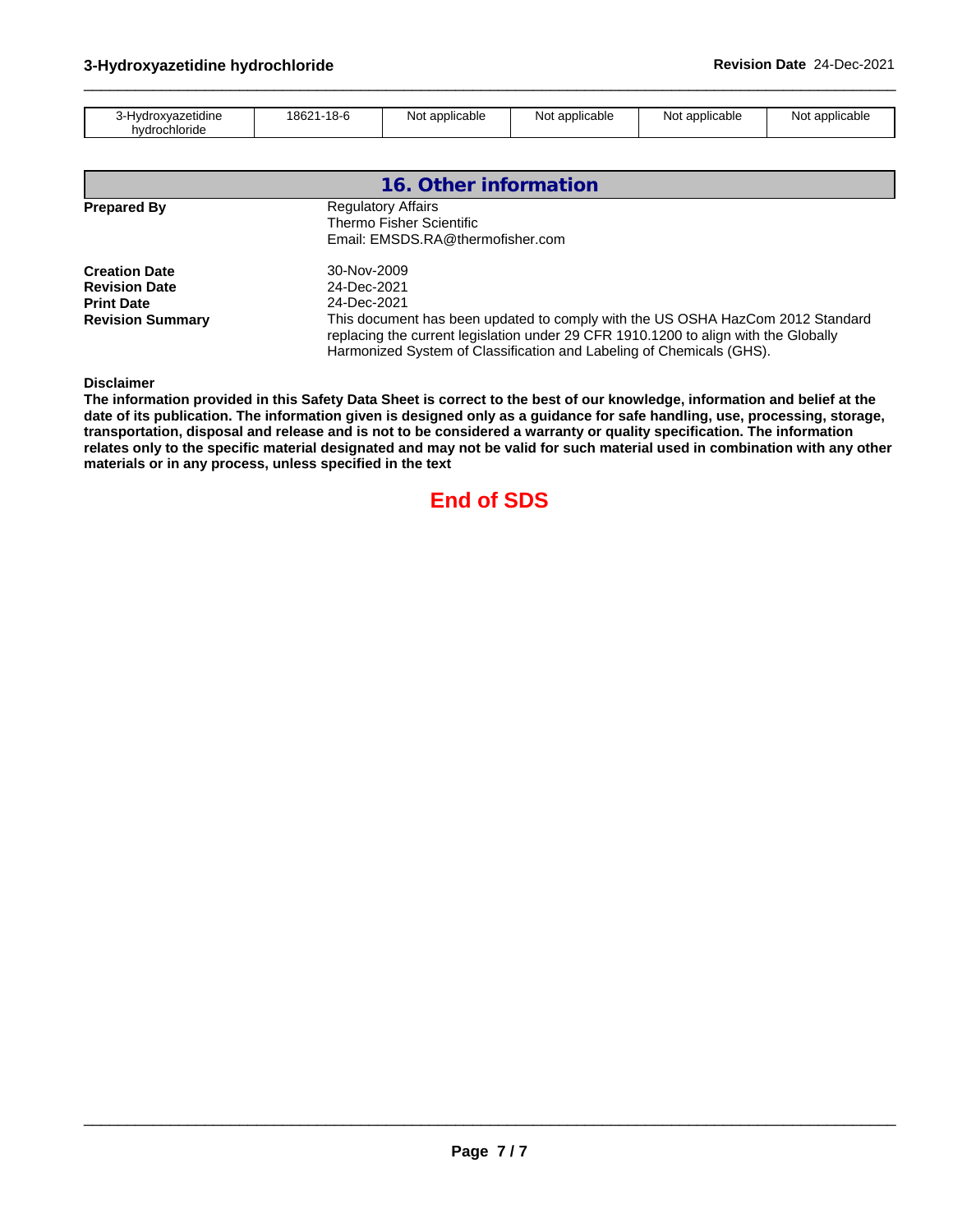| | | | | | |
|---|---|---|---|---|---|
| 3-Hydroxyazetidine hydrochloride | 18621-18-6 | Not applicable | Not applicable | Not applicable | Not applicable |

## 16. Other information

**Prepared By** Regulatory Affairs
Thermo Fisher Scientific
Email: EMSDS.RA@thermofisher.com

**Creation Date** 30-Nov-2009
**Revision Date** 24-Dec-2021
**Print Date** 24-Dec-2021
**Revision Summary** This document has been updated to comply with the US OSHA HazCom 2012 Standard replacing the current legislation under 29 CFR 1910.1200 to align with the Globally Harmonized System of Classification and Labeling of Chemicals (GHS).

**Disclaimer**
**The information provided in this Safety Data Sheet is correct to the best of our knowledge, information and belief at the date of its publication. The information given is designed only as a guidance for safe handling, use, processing, storage, transportation, disposal and release and is not to be considered a warranty or quality specification. The information relates only to the specific material designated and may not be valid for such material used in combination with any other materials or in any process, unless specified in the text**

**End of SDS**